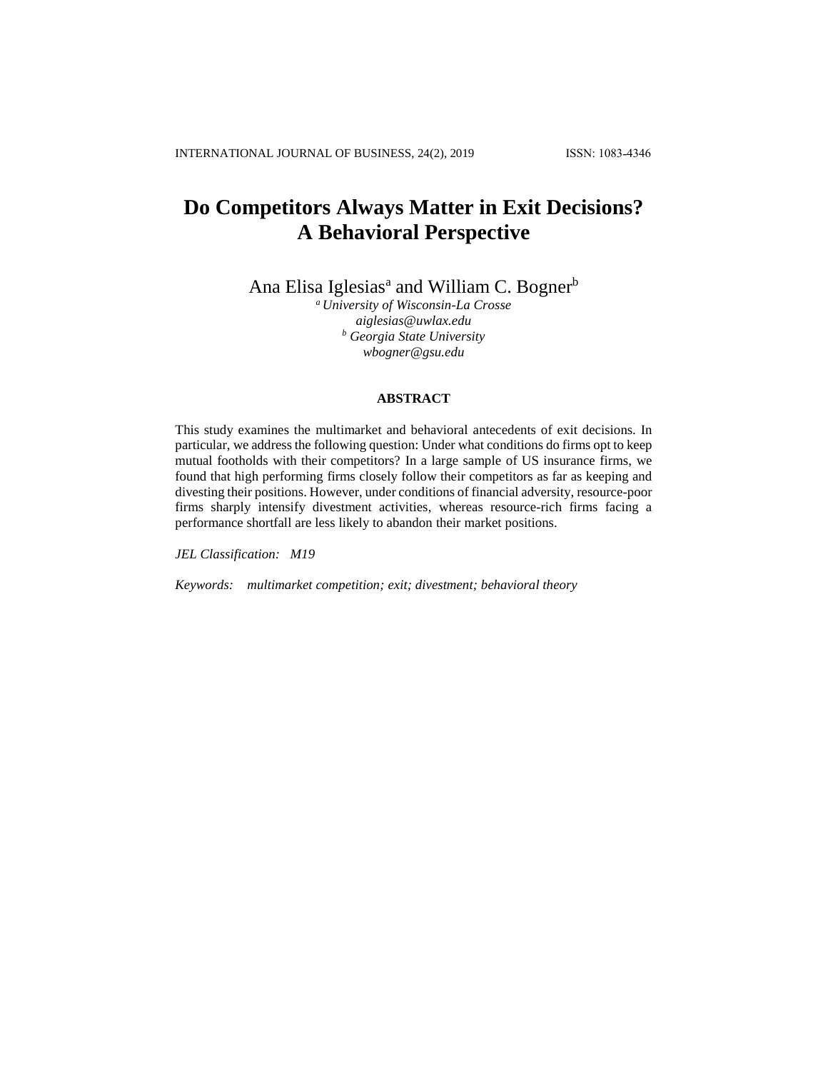# Do Competitors Always Matter in Exit Decisions? A Behavioral Perspective

Ana Elisa Iglesias[a] and William C. Bogner[b]

[a] *University of Wisconsin-La Crosse*
*aiglesias@uwlax.edu*
[b] *Georgia State University*
*wbogner@gsu.edu*

## ABSTRACT

This study examines the multimarket and behavioral antecedents of exit decisions. In particular, we address the following question: Under what conditions do firms opt to keep mutual footholds with their competitors? In a large sample of US insurance firms, we found that high performing firms closely follow their competitors as far as keeping and divesting their positions. However, under conditions of financial adversity, resource-poor firms sharply intensify divestment activities, whereas resource-rich firms facing a performance shortfall are less likely to abandon their market positions.

*JEL Classification:* *M19*

*Keywords:* *multimarket competition; exit; divestment; behavioral theory*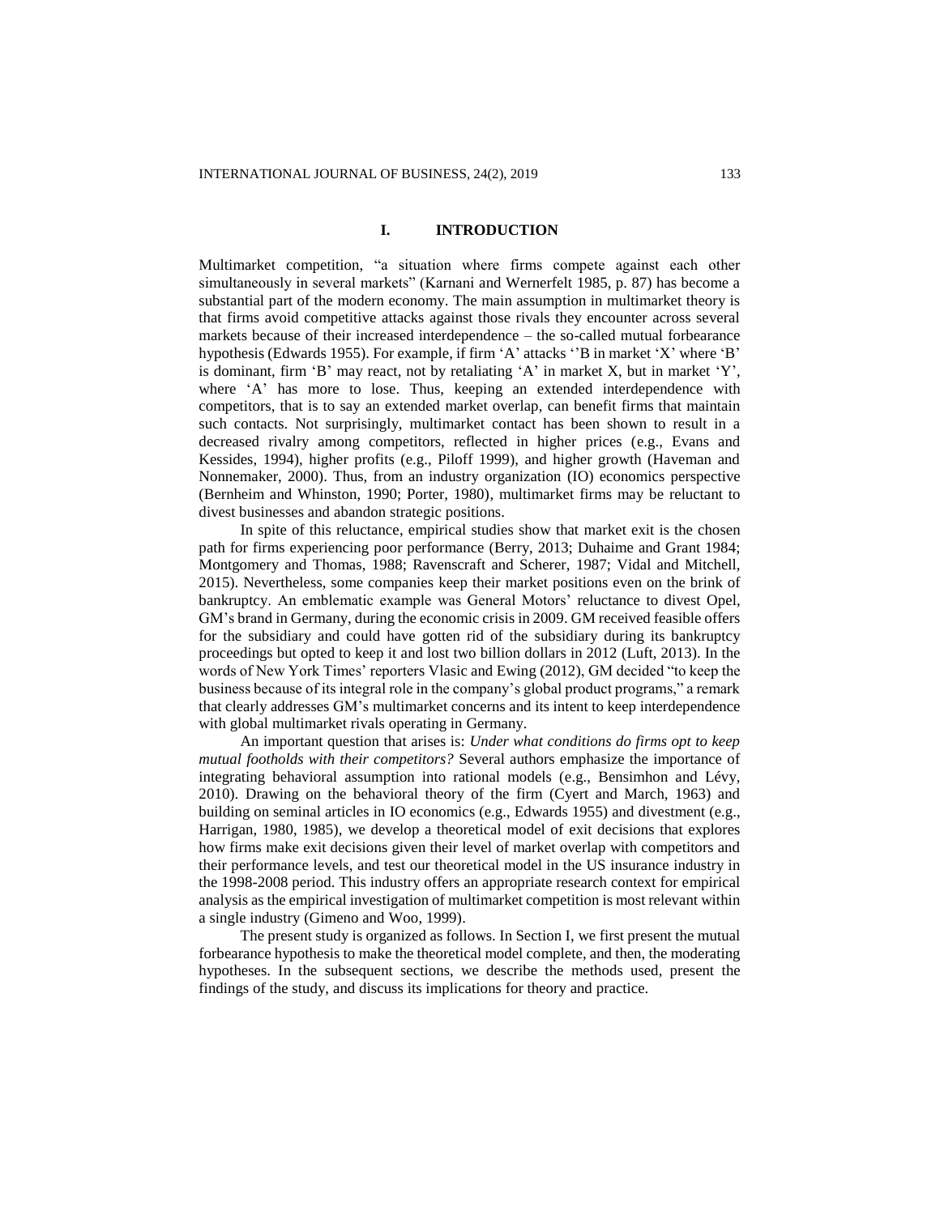# I. INTRODUCTION

Multimarket competition, "a situation where firms compete against each other simultaneously in several markets" (Karnani and Wernerfelt 1985, p. 87) has become a substantial part of the modern economy. The main assumption in multimarket theory is that firms avoid competitive attacks against those rivals they encounter across several markets because of their increased interdependence – the so-called mutual forbearance hypothesis (Edwards 1955). For example, if firm 'A' attacks ''B in market 'X' where 'B' is dominant, firm 'B' may react, not by retaliating 'A' in market X, but in market 'Y', where 'A' has more to lose. Thus, keeping an extended interdependence with competitors, that is to say an extended market overlap, can benefit firms that maintain such contacts. Not surprisingly, multimarket contact has been shown to result in a decreased rivalry among competitors, reflected in higher prices (e.g., Evans and Kessides, 1994), higher profits (e.g., Piloff 1999), and higher growth (Haveman and Nonnemaker, 2000). Thus, from an industry organization (IO) economics perspective (Bernheim and Whinston, 1990; Porter, 1980), multimarket firms may be reluctant to divest businesses and abandon strategic positions.

In spite of this reluctance, empirical studies show that market exit is the chosen path for firms experiencing poor performance (Berry, 2013; Duhaime and Grant 1984; Montgomery and Thomas, 1988; Ravenscraft and Scherer, 1987; Vidal and Mitchell, 2015). Nevertheless, some companies keep their market positions even on the brink of bankruptcy. An emblematic example was General Motors' reluctance to divest Opel, GM's brand in Germany, during the economic crisis in 2009. GM received feasible offers for the subsidiary and could have gotten rid of the subsidiary during its bankruptcy proceedings but opted to keep it and lost two billion dollars in 2012 (Luft, 2013). In the words of New York Times' reporters Vlasic and Ewing (2012), GM decided "to keep the business because of its integral role in the company's global product programs," a remark that clearly addresses GM's multimarket concerns and its intent to keep interdependence with global multimarket rivals operating in Germany.

An important question that arises is: *Under what conditions do firms opt to keep mutual footholds with their competitors?* Several authors emphasize the importance of integrating behavioral assumption into rational models (e.g., Bensimhon and Lévy, 2010). Drawing on the behavioral theory of the firm (Cyert and March, 1963) and building on seminal articles in IO economics (e.g., Edwards 1955) and divestment (e.g., Harrigan, 1980, 1985), we develop a theoretical model of exit decisions that explores how firms make exit decisions given their level of market overlap with competitors and their performance levels, and test our theoretical model in the US insurance industry in the 1998-2008 period. This industry offers an appropriate research context for empirical analysis as the empirical investigation of multimarket competition is most relevant within a single industry (Gimeno and Woo, 1999).

The present study is organized as follows. In Section I, we first present the mutual forbearance hypothesis to make the theoretical model complete, and then, the moderating hypotheses. In the subsequent sections, we describe the methods used, present the findings of the study, and discuss its implications for theory and practice.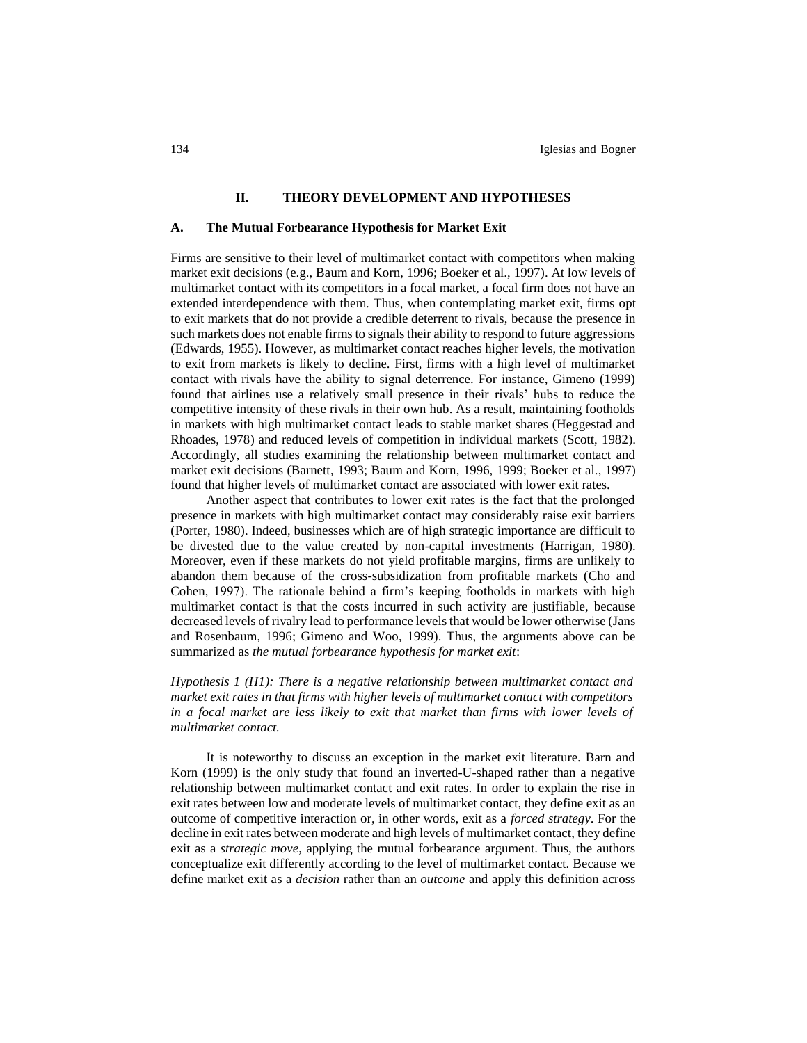## II. THEORY DEVELOPMENT AND HYPOTHESES

### A. The Mutual Forbearance Hypothesis for Market Exit

Firms are sensitive to their level of multimarket contact with competitors when making market exit decisions (e.g., Baum and Korn, 1996; Boeker et al., 1997). At low levels of multimarket contact with its competitors in a focal market, a focal firm does not have an extended interdependence with them. Thus, when contemplating market exit, firms opt to exit markets that do not provide a credible deterrent to rivals, because the presence in such markets does not enable firms to signals their ability to respond to future aggressions (Edwards, 1955). However, as multimarket contact reaches higher levels, the motivation to exit from markets is likely to decline. First, firms with a high level of multimarket contact with rivals have the ability to signal deterrence. For instance, Gimeno (1999) found that airlines use a relatively small presence in their rivals' hubs to reduce the competitive intensity of these rivals in their own hub. As a result, maintaining footholds in markets with high multimarket contact leads to stable market shares (Heggestad and Rhoades, 1978) and reduced levels of competition in individual markets (Scott, 1982). Accordingly, all studies examining the relationship between multimarket contact and market exit decisions (Barnett, 1993; Baum and Korn, 1996, 1999; Boeker et al., 1997) found that higher levels of multimarket contact are associated with lower exit rates.

Another aspect that contributes to lower exit rates is the fact that the prolonged presence in markets with high multimarket contact may considerably raise exit barriers (Porter, 1980). Indeed, businesses which are of high strategic importance are difficult to be divested due to the value created by non-capital investments (Harrigan, 1980). Moreover, even if these markets do not yield profitable margins, firms are unlikely to abandon them because of the cross-subsidization from profitable markets (Cho and Cohen, 1997). The rationale behind a firm's keeping footholds in markets with high multimarket contact is that the costs incurred in such activity are justifiable, because decreased levels of rivalry lead to performance levels that would be lower otherwise (Jans and Rosenbaum, 1996; Gimeno and Woo, 1999). Thus, the arguments above can be summarized as *the mutual forbearance hypothesis for market exit*:

*Hypothesis 1 (H1): There is a negative relationship between multimarket contact and market exit rates in that firms with higher levels of multimarket contact with competitors in a focal market are less likely to exit that market than firms with lower levels of multimarket contact.*

It is noteworthy to discuss an exception in the market exit literature. Barn and Korn (1999) is the only study that found an inverted-U-shaped rather than a negative relationship between multimarket contact and exit rates. In order to explain the rise in exit rates between low and moderate levels of multimarket contact, they define exit as an outcome of competitive interaction or, in other words, exit as a *forced strategy*. For the decline in exit rates between moderate and high levels of multimarket contact, they define exit as a *strategic move*, applying the mutual forbearance argument. Thus, the authors conceptualize exit differently according to the level of multimarket contact. Because we define market exit as a *decision* rather than an *outcome* and apply this definition across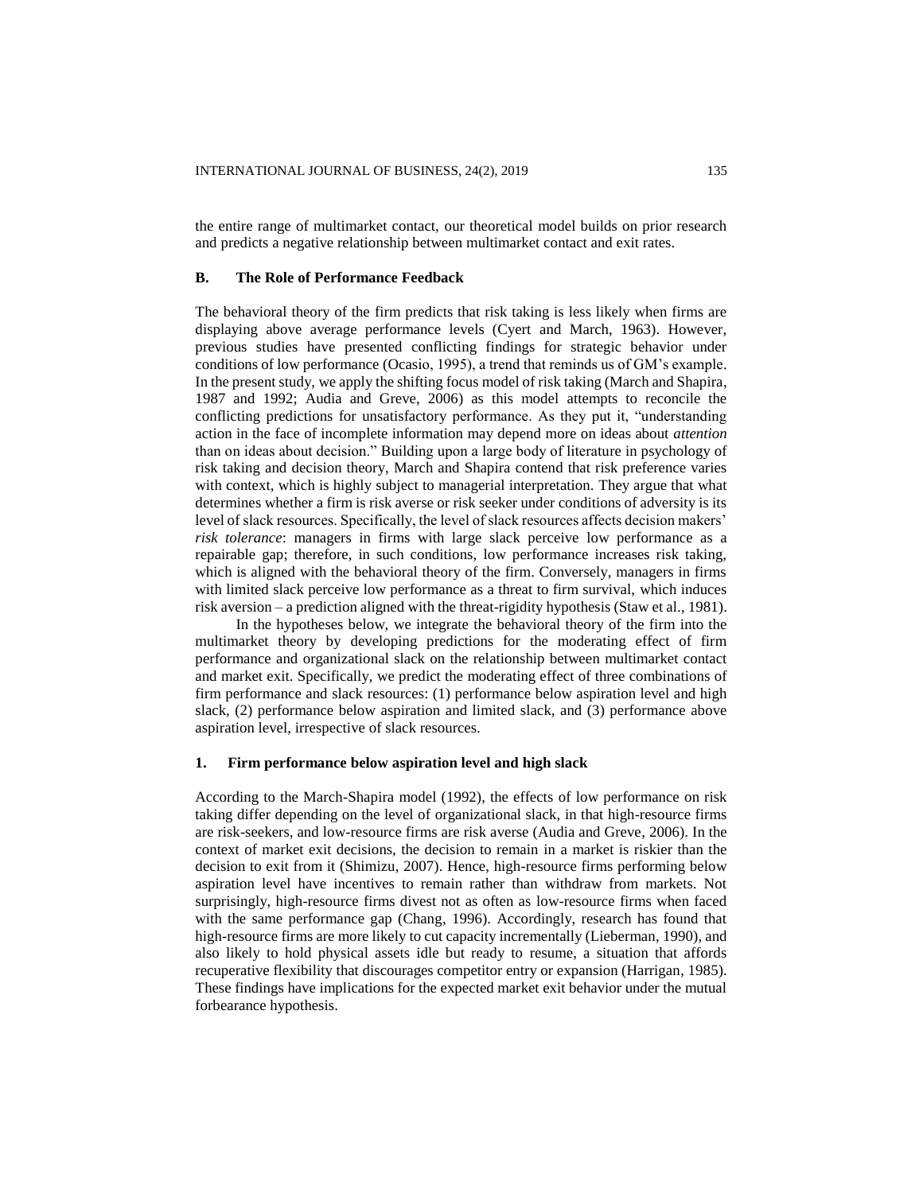the entire range of multimarket contact, our theoretical model builds on prior research and predicts a negative relationship between multimarket contact and exit rates.

## B. The Role of Performance Feedback

The behavioral theory of the firm predicts that risk taking is less likely when firms are displaying above average performance levels (Cyert and March, 1963). However, previous studies have presented conflicting findings for strategic behavior under conditions of low performance (Ocasio, 1995), a trend that reminds us of GM's example. In the present study, we apply the shifting focus model of risk taking (March and Shapira, 1987 and 1992; Audia and Greve, 2006) as this model attempts to reconcile the conflicting predictions for unsatisfactory performance. As they put it, "understanding action in the face of incomplete information may depend more on ideas about *attention* than on ideas about decision." Building upon a large body of literature in psychology of risk taking and decision theory, March and Shapira contend that risk preference varies with context, which is highly subject to managerial interpretation. They argue that what determines whether a firm is risk averse or risk seeker under conditions of adversity is its level of slack resources. Specifically, the level of slack resources affects decision makers' *risk tolerance*: managers in firms with large slack perceive low performance as a repairable gap; therefore, in such conditions, low performance increases risk taking, which is aligned with the behavioral theory of the firm. Conversely, managers in firms with limited slack perceive low performance as a threat to firm survival, which induces risk aversion – a prediction aligned with the threat-rigidity hypothesis (Staw et al., 1981).

In the hypotheses below, we integrate the behavioral theory of the firm into the multimarket theory by developing predictions for the moderating effect of firm performance and organizational slack on the relationship between multimarket contact and market exit. Specifically, we predict the moderating effect of three combinations of firm performance and slack resources: (1) performance below aspiration level and high slack, (2) performance below aspiration and limited slack, and (3) performance above aspiration level, irrespective of slack resources.

### 1. Firm performance below aspiration level and high slack

According to the March-Shapira model (1992), the effects of low performance on risk taking differ depending on the level of organizational slack, in that high-resource firms are risk-seekers, and low-resource firms are risk averse (Audia and Greve, 2006). In the context of market exit decisions, the decision to remain in a market is riskier than the decision to exit from it (Shimizu, 2007). Hence, high-resource firms performing below aspiration level have incentives to remain rather than withdraw from markets. Not surprisingly, high-resource firms divest not as often as low-resource firms when faced with the same performance gap (Chang, 1996). Accordingly, research has found that high-resource firms are more likely to cut capacity incrementally (Lieberman, 1990), and also likely to hold physical assets idle but ready to resume, a situation that affords recuperative flexibility that discourages competitor entry or expansion (Harrigan, 1985). These findings have implications for the expected market exit behavior under the mutual forbearance hypothesis.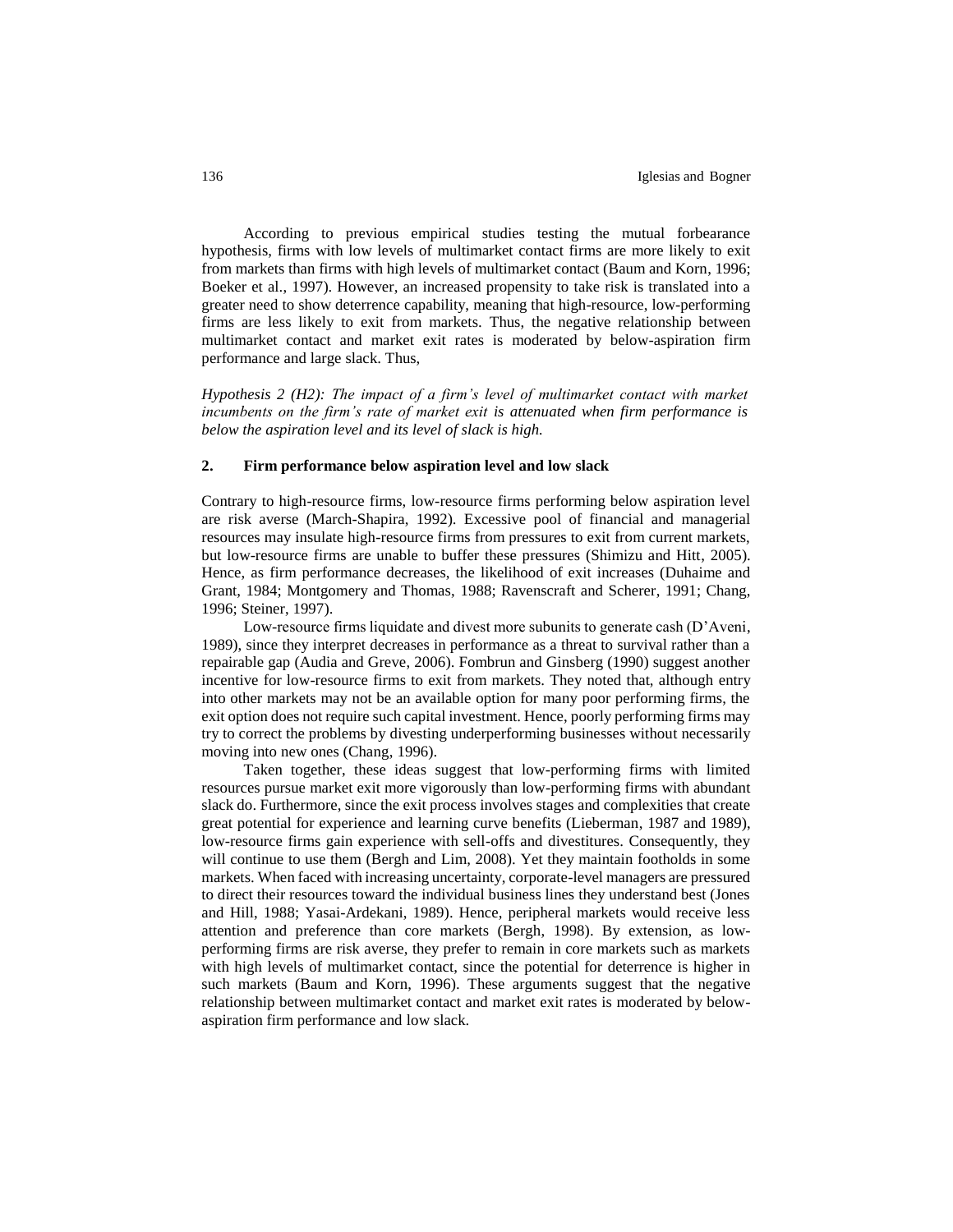According to previous empirical studies testing the mutual forbearance hypothesis, firms with low levels of multimarket contact firms are more likely to exit from markets than firms with high levels of multimarket contact (Baum and Korn, 1996; Boeker et al., 1997). However, an increased propensity to take risk is translated into a greater need to show deterrence capability, meaning that high-resource, low-performing firms are less likely to exit from markets. Thus, the negative relationship between multimarket contact and market exit rates is moderated by below-aspiration firm performance and large slack. Thus,

*Hypothesis 2 (H2): The impact of a firm's level of multimarket contact with market incumbents on the firm's rate of market exit is attenuated when firm performance is below the aspiration level and its level of slack is high.*

## 2. Firm performance below aspiration level and low slack

Contrary to high-resource firms, low-resource firms performing below aspiration level are risk averse (March-Shapira, 1992). Excessive pool of financial and managerial resources may insulate high-resource firms from pressures to exit from current markets, but low-resource firms are unable to buffer these pressures (Shimizu and Hitt, 2005). Hence, as firm performance decreases, the likelihood of exit increases (Duhaime and Grant, 1984; Montgomery and Thomas, 1988; Ravenscraft and Scherer, 1991; Chang, 1996; Steiner, 1997).

Low-resource firms liquidate and divest more subunits to generate cash (D'Aveni, 1989), since they interpret decreases in performance as a threat to survival rather than a repairable gap (Audia and Greve, 2006). Fombrun and Ginsberg (1990) suggest another incentive for low-resource firms to exit from markets. They noted that, although entry into other markets may not be an available option for many poor performing firms, the exit option does not require such capital investment. Hence, poorly performing firms may try to correct the problems by divesting underperforming businesses without necessarily moving into new ones (Chang, 1996).

Taken together, these ideas suggest that low-performing firms with limited resources pursue market exit more vigorously than low-performing firms with abundant slack do. Furthermore, since the exit process involves stages and complexities that create great potential for experience and learning curve benefits (Lieberman, 1987 and 1989), low-resource firms gain experience with sell-offs and divestitures. Consequently, they will continue to use them (Bergh and Lim, 2008). Yet they maintain footholds in some markets. When faced with increasing uncertainty, corporate-level managers are pressured to direct their resources toward the individual business lines they understand best (Jones and Hill, 1988; Yasai-Ardekani, 1989). Hence, peripheral markets would receive less attention and preference than core markets (Bergh, 1998). By extension, as low-performing firms are risk averse, they prefer to remain in core markets such as markets with high levels of multimarket contact, since the potential for deterrence is higher in such markets (Baum and Korn, 1996). These arguments suggest that the negative relationship between multimarket contact and market exit rates is moderated by below-aspiration firm performance and low slack.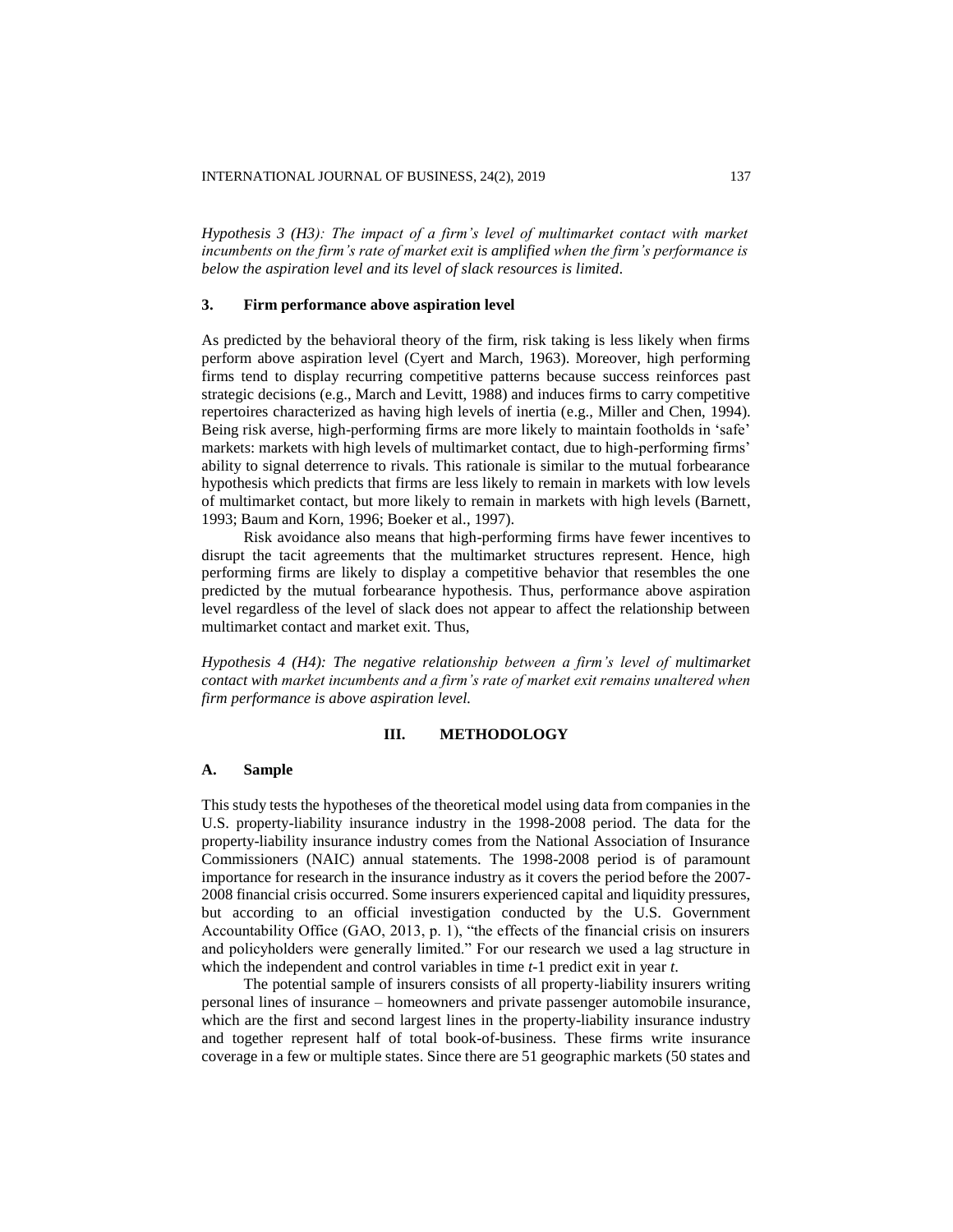*Hypothesis 3 (H3): The impact of a firm's level of multimarket contact with market incumbents on the firm's rate of market exit is amplified when the firm's performance is below the aspiration level and its level of slack resources is limited.*

### 3. Firm performance above aspiration level

As predicted by the behavioral theory of the firm, risk taking is less likely when firms perform above aspiration level (Cyert and March, 1963). Moreover, high performing firms tend to display recurring competitive patterns because success reinforces past strategic decisions (e.g., March and Levitt, 1988) and induces firms to carry competitive repertoires characterized as having high levels of inertia (e.g., Miller and Chen, 1994). Being risk averse, high-performing firms are more likely to maintain footholds in 'safe' markets: markets with high levels of multimarket contact, due to high-performing firms' ability to signal deterrence to rivals. This rationale is similar to the mutual forbearance hypothesis which predicts that firms are less likely to remain in markets with low levels of multimarket contact, but more likely to remain in markets with high levels (Barnett, 1993; Baum and Korn, 1996; Boeker et al., 1997).

Risk avoidance also means that high-performing firms have fewer incentives to disrupt the tacit agreements that the multimarket structures represent. Hence, high performing firms are likely to display a competitive behavior that resembles the one predicted by the mutual forbearance hypothesis. Thus, performance above aspiration level regardless of the level of slack does not appear to affect the relationship between multimarket contact and market exit. Thus,

*Hypothesis 4 (H4): The negative relationship between a firm's level of multimarket contact with market incumbents and a firm's rate of market exit remains unaltered when firm performance is above aspiration level.*

## III. METHODOLOGY

### A. Sample

This study tests the hypotheses of the theoretical model using data from companies in the U.S. property-liability insurance industry in the 1998-2008 period. The data for the property-liability insurance industry comes from the National Association of Insurance Commissioners (NAIC) annual statements. The 1998-2008 period is of paramount importance for research in the insurance industry as it covers the period before the 2007-2008 financial crisis occurred. Some insurers experienced capital and liquidity pressures, but according to an official investigation conducted by the U.S. Government Accountability Office (GAO, 2013, p. 1), "the effects of the financial crisis on insurers and policyholders were generally limited." For our research we used a lag structure in which the independent and control variables in time *t*-1 predict exit in year *t*.

The potential sample of insurers consists of all property-liability insurers writing personal lines of insurance – homeowners and private passenger automobile insurance, which are the first and second largest lines in the property-liability insurance industry and together represent half of total book-of-business. These firms write insurance coverage in a few or multiple states. Since there are 51 geographic markets (50 states and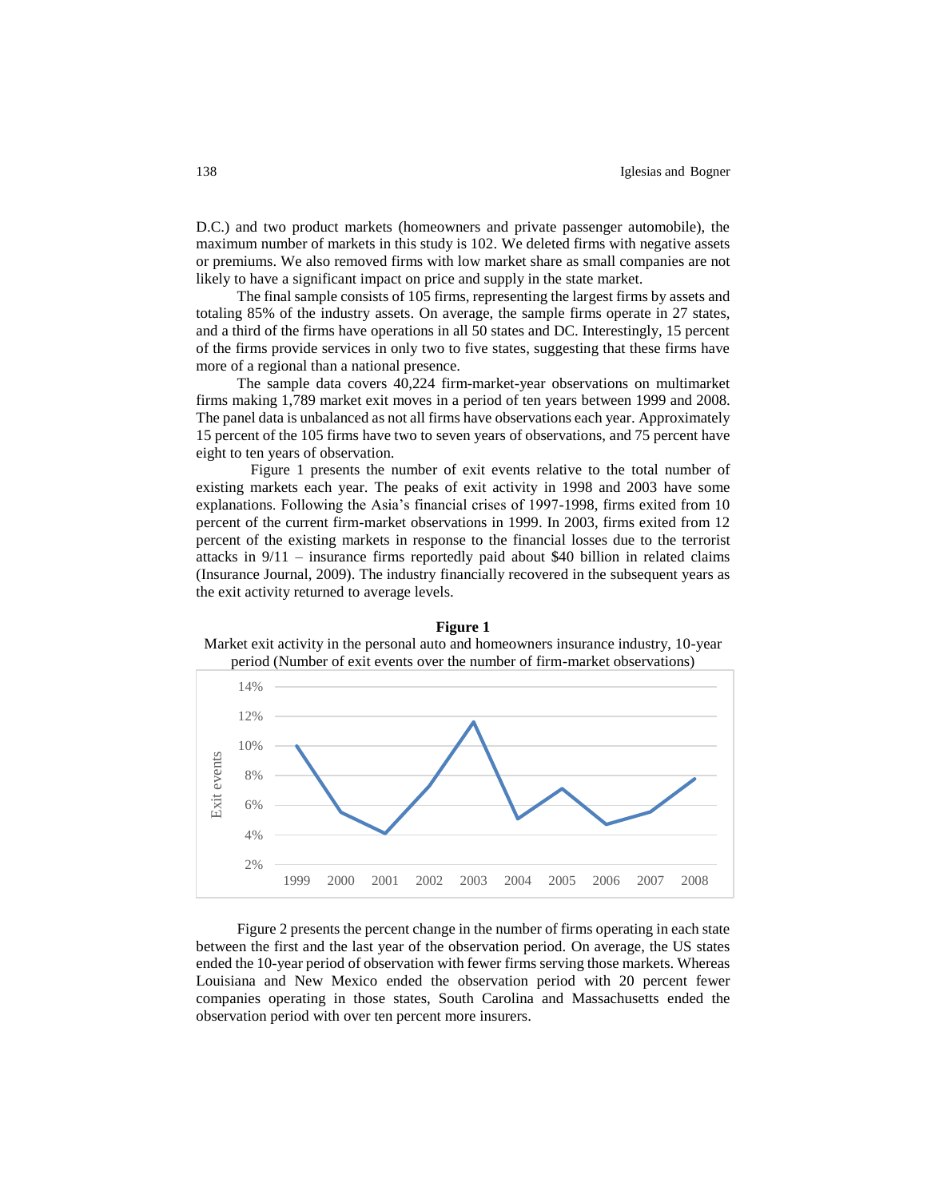D.C.) and two product markets (homeowners and private passenger automobile), the maximum number of markets in this study is 102. We deleted firms with negative assets or premiums. We also removed firms with low market share as small companies are not likely to have a significant impact on price and supply in the state market.

The final sample consists of 105 firms, representing the largest firms by assets and totaling 85% of the industry assets. On average, the sample firms operate in 27 states, and a third of the firms have operations in all 50 states and DC. Interestingly, 15 percent of the firms provide services in only two to five states, suggesting that these firms have more of a regional than a national presence.

The sample data covers 40,224 firm-market-year observations on multimarket firms making 1,789 market exit moves in a period of ten years between 1999 and 2008. The panel data is unbalanced as not all firms have observations each year. Approximately 15 percent of the 105 firms have two to seven years of observations, and 75 percent have eight to ten years of observation.

Figure 1 presents the number of exit events relative to the total number of existing markets each year. The peaks of exit activity in 1998 and 2003 have some explanations. Following the Asia's financial crises of 1997-1998, firms exited from 10 percent of the current firm-market observations in 1999. In 2003, firms exited from 12 percent of the existing markets in response to the financial losses due to the terrorist attacks in 9/11 – insurance firms reportedly paid about $40 billion in related claims (Insurance Journal, 2009). The industry financially recovered in the subsequent years as the exit activity returned to average levels.

**Figure 1**

Market exit activity in the personal auto and homeowners insurance industry, 10-year period (Number of exit events over the number of firm-market observations)

Figure 2 presents the percent change in the number of firms operating in each state between the first and the last year of the observation period. On average, the US states ended the 10-year period of observation with fewer firms serving those markets. Whereas Louisiana and New Mexico ended the observation period with 20 percent fewer companies operating in those states, South Carolina and Massachusetts ended the observation period with over ten percent more insurers.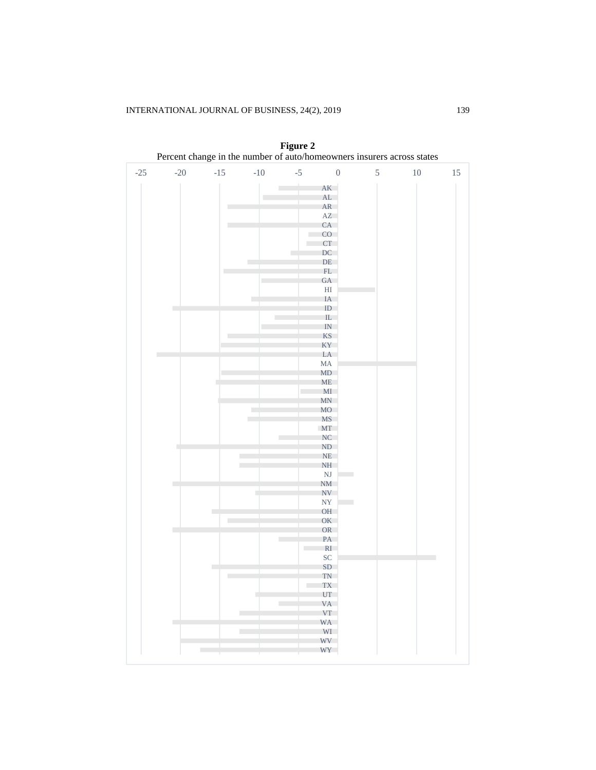**Figure 2**

Percent change in the number of auto/homeowners insurers across states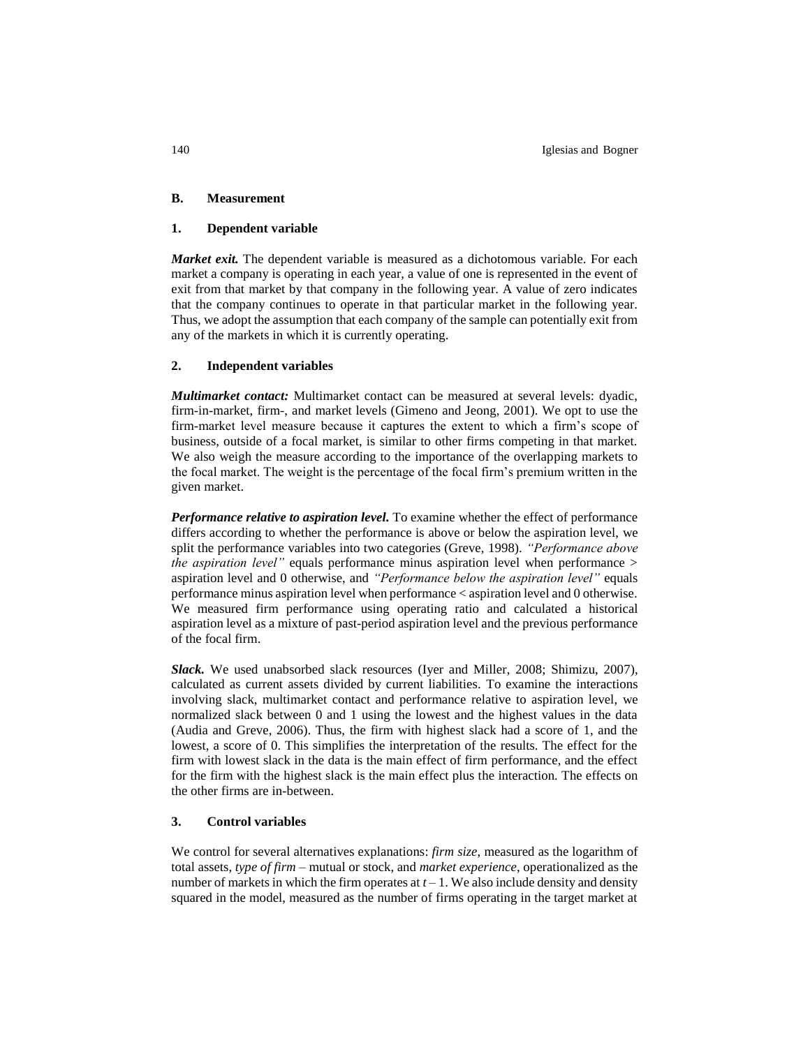## B. Measurement

### 1. Dependent variable

***Market exit.*** The dependent variable is measured as a dichotomous variable. For each market a company is operating in each year, a value of one is represented in the event of exit from that market by that company in the following year. A value of zero indicates that the company continues to operate in that particular market in the following year. Thus, we adopt the assumption that each company of the sample can potentially exit from any of the markets in which it is currently operating.

### 2. Independent variables

***Multimarket contact:*** Multimarket contact can be measured at several levels: dyadic, firm-in-market, firm-, and market levels (Gimeno and Jeong, 2001). We opt to use the firm-market level measure because it captures the extent to which a firm's scope of business, outside of a focal market, is similar to other firms competing in that market. We also weigh the measure according to the importance of the overlapping markets to the focal market. The weight is the percentage of the focal firm's premium written in the given market.

***Performance relative to aspiration level.*** To examine whether the effect of performance differs according to whether the performance is above or below the aspiration level, we split the performance variables into two categories (Greve, 1998). *"Performance above the aspiration level"* equals performance minus aspiration level when performance > aspiration level and 0 otherwise, and *"Performance below the aspiration level"* equals performance minus aspiration level when performance < aspiration level and 0 otherwise. We measured firm performance using operating ratio and calculated a historical aspiration level as a mixture of past-period aspiration level and the previous performance of the focal firm.

***Slack.*** We used unabsorbed slack resources (Iyer and Miller, 2008; Shimizu, 2007), calculated as current assets divided by current liabilities. To examine the interactions involving slack, multimarket contact and performance relative to aspiration level, we normalized slack between 0 and 1 using the lowest and the highest values in the data (Audia and Greve, 2006). Thus, the firm with highest slack had a score of 1, and the lowest, a score of 0. This simplifies the interpretation of the results. The effect for the firm with lowest slack in the data is the main effect of firm performance, and the effect for the firm with the highest slack is the main effect plus the interaction. The effects on the other firms are in-between.

### 3. Control variables

We control for several alternatives explanations: *firm size*, measured as the logarithm of total assets, *type of firm* – mutual or stock, and *market experience*, operationalized as the number of markets in which the firm operates at $t - 1$. We also include density and density squared in the model, measured as the number of firms operating in the target market at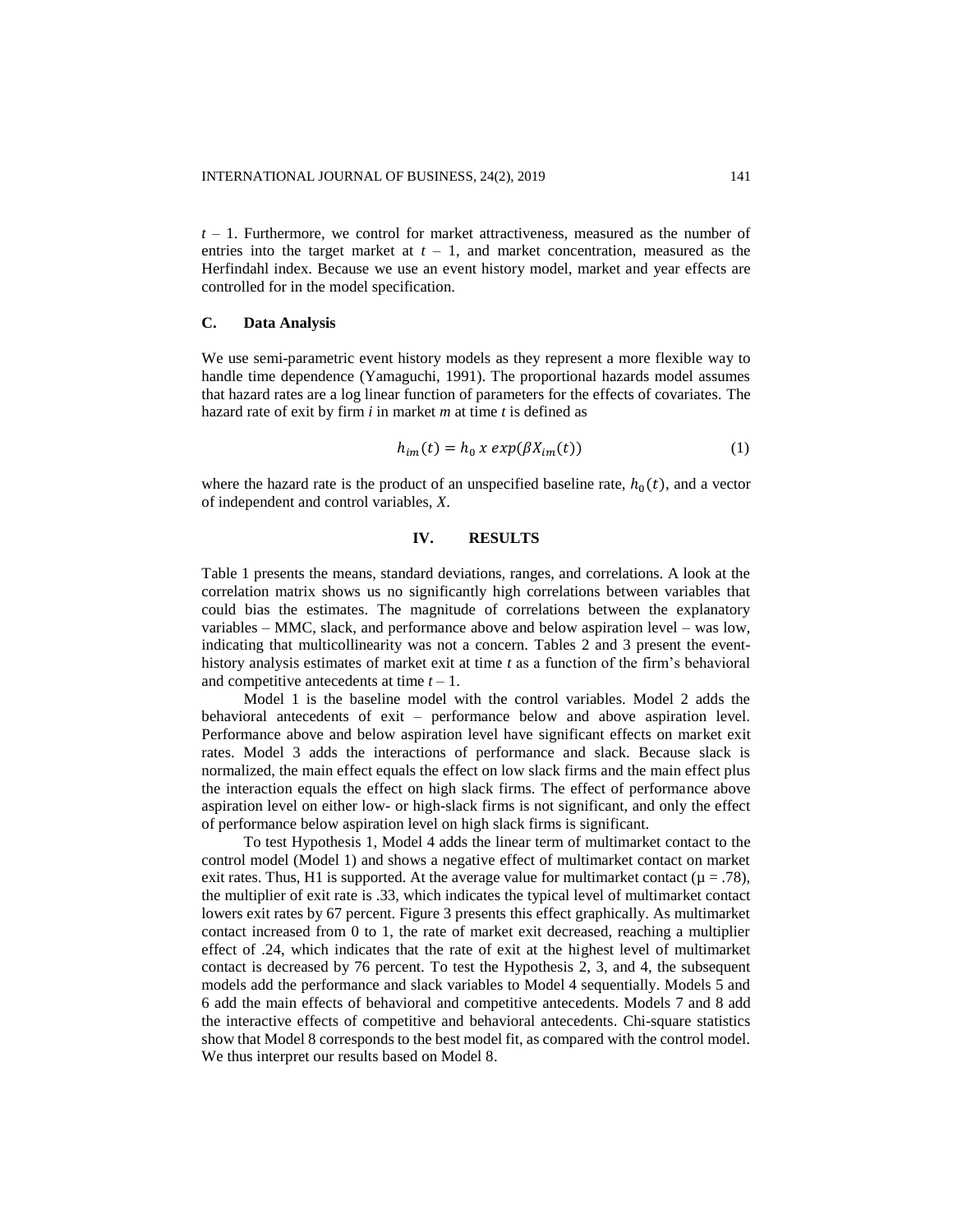$t – 1$. Furthermore, we control for market attractiveness, measured as the number of entries into the target market at $t – 1$, and market concentration, measured as the Herfindahl index. Because we use an event history model, market and year effects are controlled for in the model specification.

### C. Data Analysis

We use semi-parametric event history models as they represent a more flexible way to handle time dependence (Yamaguchi, 1991). The proportional hazards model assumes that hazard rates are a log linear function of parameters for the effects of covariates. The hazard rate of exit by firm *i* in market *m* at time *t* is defined as

$$h_{im}(t) = h_0 \, x \, exp(\beta X_{im}(t)) \tag{1}$$

where the hazard rate is the product of an unspecified baseline rate, $h_0(t)$, and a vector of independent and control variables, *X*.

## IV. RESULTS

Table 1 presents the means, standard deviations, ranges, and correlations. A look at the correlation matrix shows us no significantly high correlations between variables that could bias the estimates. The magnitude of correlations between the explanatory variables – MMC, slack, and performance above and below aspiration level – was low, indicating that multicollinearity was not a concern. Tables 2 and 3 present the event-history analysis estimates of market exit at time *t* as a function of the firm's behavioral and competitive antecedents at time $t – 1$.

Model 1 is the baseline model with the control variables. Model 2 adds the behavioral antecedents of exit – performance below and above aspiration level. Performance above and below aspiration level have significant effects on market exit rates. Model 3 adds the interactions of performance and slack. Because slack is normalized, the main effect equals the effect on low slack firms and the main effect plus the interaction equals the effect on high slack firms. The effect of performance above aspiration level on either low- or high-slack firms is not significant, and only the effect of performance below aspiration level on high slack firms is significant.

To test Hypothesis 1, Model 4 adds the linear term of multimarket contact to the control model (Model 1) and shows a negative effect of multimarket contact on market exit rates. Thus, H1 is supported. At the average value for multimarket contact ($\mu = .78$), the multiplier of exit rate is .33, which indicates the typical level of multimarket contact lowers exit rates by 67 percent. Figure 3 presents this effect graphically. As multimarket contact increased from 0 to 1, the rate of market exit decreased, reaching a multiplier effect of .24, which indicates that the rate of exit at the highest level of multimarket contact is decreased by 76 percent. To test the Hypothesis 2, 3, and 4, the subsequent models add the performance and slack variables to Model 4 sequentially. Models 5 and 6 add the main effects of behavioral and competitive antecedents. Models 7 and 8 add the interactive effects of competitive and behavioral antecedents. Chi-square statistics show that Model 8 corresponds to the best model fit, as compared with the control model. We thus interpret our results based on Model 8.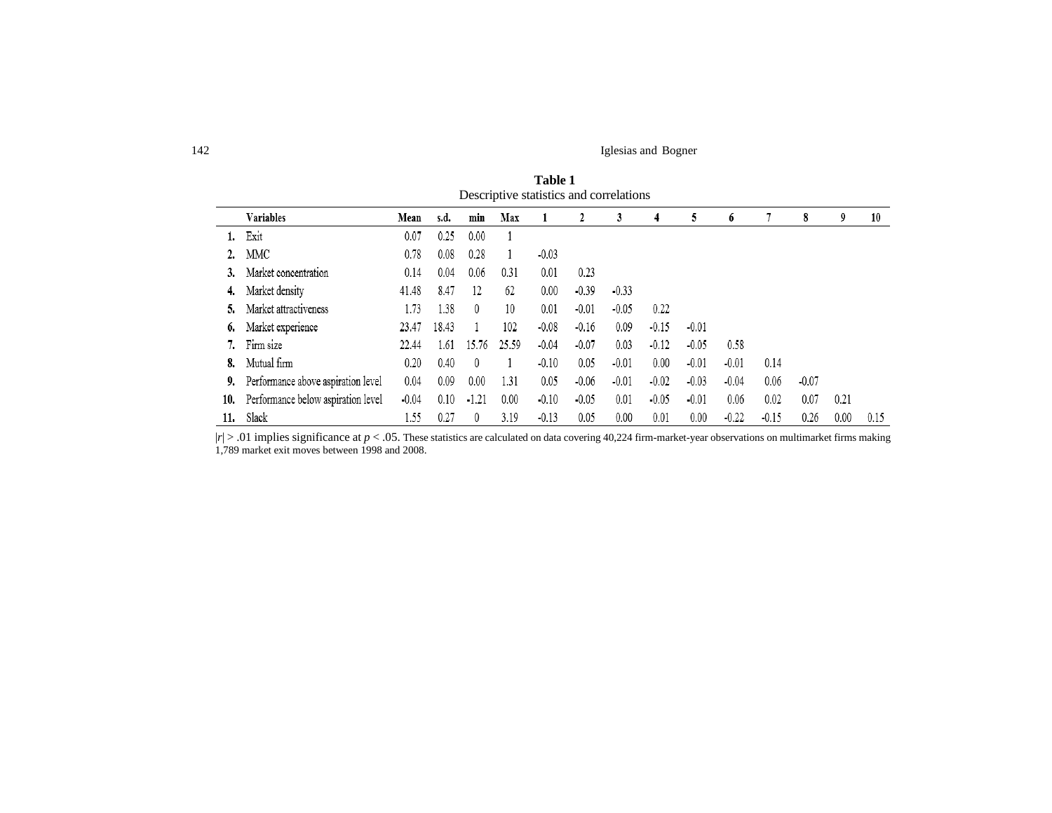**Table 1**
Descriptive statistics and correlations

| | Variables | Mean | s.d. | min | Max | 1 | 2 | 3 | 4 | 5 | 6 | 7 | 8 | 9 | 10 |
|---|---|---|---|---|---|---|---|---|---|---|---|---|---|---|---|
| **1.** | Exit | 0.07 | 0.25 | 0.00 | 1 | | | | | | | | | | |
| **2.** | MMC | 0.78 | 0.08 | 0.28 | 1 | -0.03 | | | | | | | | | |
| **3.** | Market concentration | 0.14 | 0.04 | 0.06 | 0.31 | 0.01 | 0.23 | | | | | | | | |
| **4.** | Market density | 41.48 | 8.47 | 12 | 62 | 0.00 | -0.39 | -0.33 | | | | | | | |
| **5.** | Market attractiveness | 1.73 | 1.38 | 0 | 10 | 0.01 | -0.01 | -0.05 | 0.22 | | | | | | |
| **6.** | Market experience | 23.47 | 18.43 | 1 | 102 | -0.08 | -0.16 | 0.09 | -0.15 | -0.01 | | | | | |
| **7.** | Firm size | 22.44 | 1.61 | 15.76 | 25.59 | -0.04 | -0.07 | 0.03 | -0.12 | -0.05 | 0.58 | | | | |
| **8.** | Mutual firm | 0.20 | 0.40 | 0 | 1 | -0.10 | 0.05 | -0.01 | 0.00 | -0.01 | -0.01 | 0.14 | | | |
| **9.** | Performance above aspiration level | 0.04 | 0.09 | 0.00 | 1.31 | 0.05 | -0.06 | -0.01 | -0.02 | -0.03 | -0.04 | 0.06 | -0.07 | | |
| **10.** | Performance below aspiration level | -0.04 | 0.10 | -1.21 | 0.00 | -0.10 | -0.05 | 0.01 | -0.05 | -0.01 | 0.06 | 0.02 | 0.07 | 0.21 | |
| **11.** | Slack | 1.55 | 0.27 | 0 | 3.19 | -0.13 | 0.05 | 0.00 | 0.01 | 0.00 | -0.22 | -0.15 | 0.26 | 0.00 | 0.15 |

$|r| > .01$ implies significance at $p < .05$. These statistics are calculated on data covering 40,224 firm-market-year observations on multimarket firms making 1,789 market exit moves between 1998 and 2008.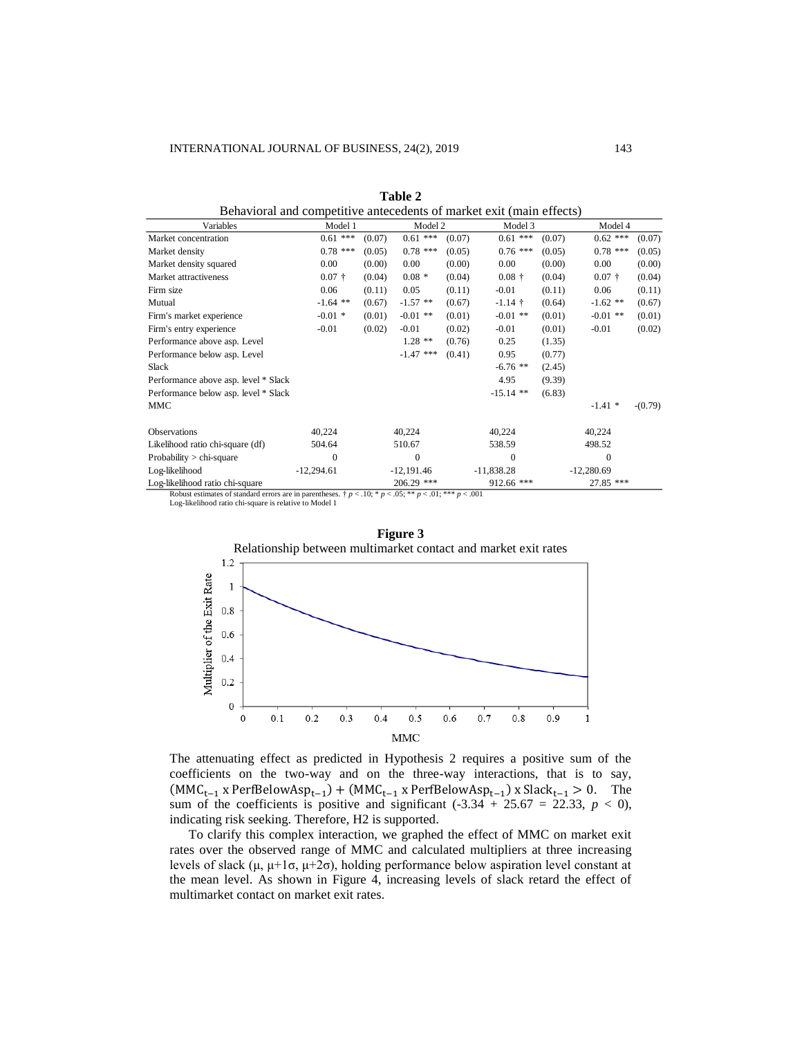**Table 2**

Behavioral and competitive antecedents of market exit (main effects)

| Variables | Model 1 | | Model 2 | | Model 3 | | Model 4 | |
|---|---|---|---|---|---|---|---|---|
| Market concentration | 0.61 *** | (0.07) | 0.61 *** | (0.07) | 0.61 *** | (0.07) | 0.62 *** | (0.07) |
| Market density | 0.78 *** | (0.05) | 0.78 *** | (0.05) | 0.76 *** | (0.05) | 0.78 *** | (0.05) |
| Market density squared | 0.00 | (0.00) | 0.00 | (0.00) | 0.00 | (0.00) | 0.00 | (0.00) |
| Market attractiveness | 0.07 † | (0.04) | 0.08 * | (0.04) | 0.08 † | (0.04) | 0.07 † | (0.04) |
| Firm size | 0.06 | (0.11) | 0.05 | (0.11) | -0.01 | (0.11) | 0.06 | (0.11) |
| Mutual | -1.64 ** | (0.67) | -1.57 ** | (0.67) | -1.14 † | (0.64) | -1.62 ** | (0.67) |
| Firm's market experience | -0.01 * | (0.01) | -0.01 ** | (0.01) | -0.01 ** | (0.01) | -0.01 ** | (0.01) |
| Firm's entry experience | -0.01 | (0.02) | -0.01 | (0.02) | -0.01 | (0.01) | -0.01 | (0.02) |
| Performance above asp. Level | | | 1.28 ** | (0.76) | 0.25 | (1.35) | | |
| Performance below asp. Level | | | -1.47 *** | (0.41) | 0.95 | (0.77) | | |
| Slack | | | | | -6.76 ** | (2.45) | | |
| Performance above asp. level * Slack | | | | | 4.95 | (9.39) | | |
| Performance below asp. level * Slack | | | | | -15.14 ** | (6.83) | | |
| MMC | | | | | | | -1.41 * | -(0.79) |
| Observations | 40,224 | | 40,224 | | 40,224 | | 40,224 | |
| Likelihood ratio chi-square (df) | 504.64 | | 510.67 | | 538.59 | | 498.52 | |
| Probability > chi-square | 0 | | 0 | | 0 | | 0 | |
| Log-likelihood | -12,294.61 | | -12,191.46 | | -11,838.28 | | -12,280.69 | |
| Log-likelihood ratio chi-square | | | 206.29 *** | | 912.66 *** | | 27.85 *** | |

Robust estimates of standard errors are in parentheses. † $p < .10$; * $p < .05$; ** $p < .01$; *** $p < .001$
Log-likelihood ratio chi-square is relative to Model 1

**Figure 3**

Relationship between multimarket contact and market exit rates

The attenuating effect as predicted in Hypothesis 2 requires a positive sum of the coefficients on the two-way and on the three-way interactions, that is to say, $(\text{MMC}_{t-1} \text{ x PerfBelowAsp}_{t-1}) + (\text{MMC}_{t-1} \text{ x PerfBelowAsp}_{t-1}) \text{ x Slack}_{t-1} > 0$. The sum of the coefficients is positive and significant ($-3.34 + 25.67 = 22.33$, $p < 0$), indicating risk seeking. Therefore, H2 is supported.

To clarify this complex interaction, we graphed the effect of MMC on market exit rates over the observed range of MMC and calculated multipliers at three increasing levels of slack ($\mu$, $\mu+1\sigma$, $\mu+2\sigma$), holding performance below aspiration level constant at the mean level. As shown in Figure 4, increasing levels of slack retard the effect of multimarket contact on market exit rates.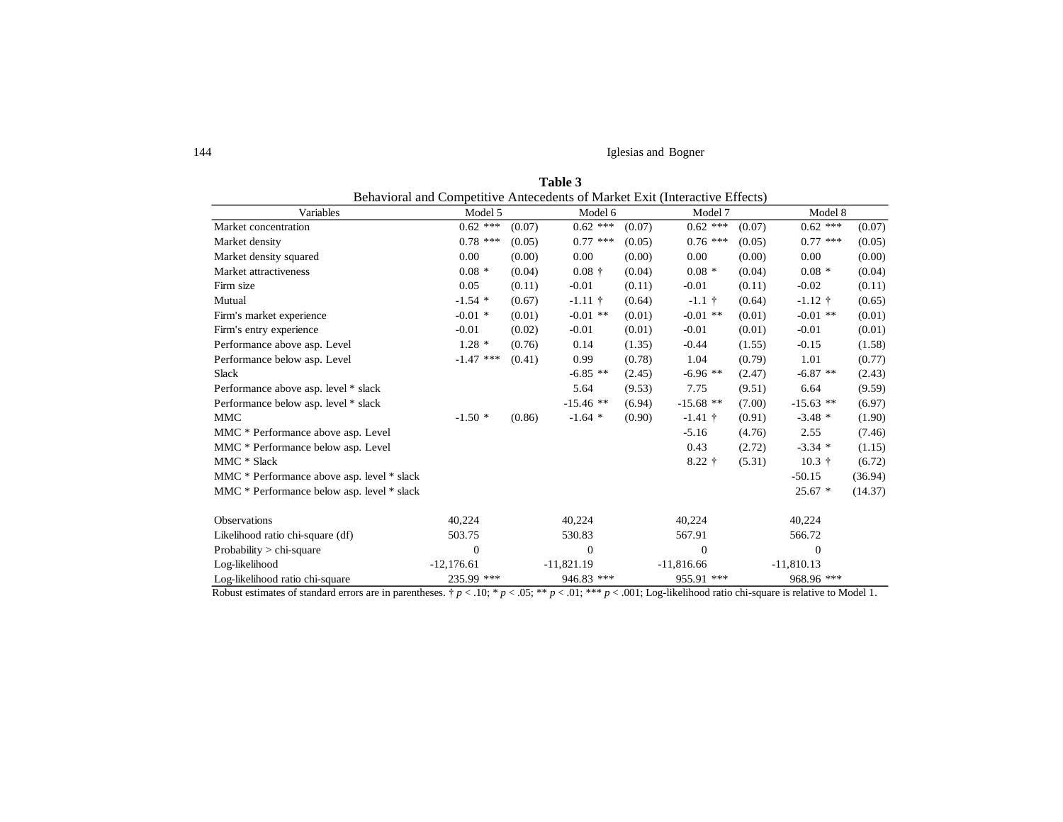**Table 3**

Behavioral and Competitive Antecedents of Market Exit (Interactive Effects)

| Variables | Model 5 | | Model 6 | | Model 7 | | Model 8 | |
|---|---|---|---|---|---|---|---|---|
| Market concentration | 0.62 *** | (0.07) | 0.62 *** | (0.07) | 0.62 *** | (0.07) | 0.62 *** | (0.07) |
| Market density | 0.78 *** | (0.05) | 0.77 *** | (0.05) | 0.76 *** | (0.05) | 0.77 *** | (0.05) |
| Market density squared | 0.00 | (0.00) | 0.00 | (0.00) | 0.00 | (0.00) | 0.00 | (0.00) |
| Market attractiveness | 0.08 * | (0.04) | 0.08 † | (0.04) | 0.08 * | (0.04) | 0.08 * | (0.04) |
| Firm size | 0.05 | (0.11) | -0.01 | (0.11) | -0.01 | (0.11) | -0.02 | (0.11) |
| Mutual | -1.54 * | (0.67) | -1.11 † | (0.64) | -1.1 † | (0.64) | -1.12 † | (0.65) |
| Firm's market experience | -0.01 * | (0.01) | -0.01 ** | (0.01) | -0.01 ** | (0.01) | -0.01 ** | (0.01) |
| Firm's entry experience | -0.01 | (0.02) | -0.01 | (0.01) | -0.01 | (0.01) | -0.01 | (0.01) |
| Performance above asp. Level | 1.28 * | (0.76) | 0.14 | (1.35) | -0.44 | (1.55) | -0.15 | (1.58) |
| Performance below asp. Level | -1.47 *** | (0.41) | 0.99 | (0.78) | 1.04 | (0.79) | 1.01 | (0.77) |
| Slack | | | -6.85 ** | (2.45) | -6.96 ** | (2.47) | -6.87 ** | (2.43) |
| Performance above asp. level * slack | | | 5.64 | (9.53) | 7.75 | (9.51) | 6.64 | (9.59) |
| Performance below asp. level * slack | | | -15.46 ** | (6.94) | -15.68 ** | (7.00) | -15.63 ** | (6.97) |
| MMC | -1.50 * | (0.86) | -1.64 * | (0.90) | -1.41 † | (0.91) | -3.48 * | (1.90) |
| MMC * Performance above asp. Level | | | | | -5.16 | (4.76) | 2.55 | (7.46) |
| MMC * Performance below asp. Level | | | | | 0.43 | (2.72) | -3.34 * | (1.15) |
| MMC * Slack | | | | | 8.22 † | (5.31) | 10.3 † | (6.72) |
| MMC * Performance above asp. level * slack | | | | | | | -50.15 | (36.94) |
| MMC * Performance below asp. level * slack | | | | | | | 25.67 * | (14.37) |
| Observations | 40,224 | | 40,224 | | 40,224 | | 40,224 | |
| Likelihood ratio chi-square (df) | 503.75 | | 530.83 | | 567.91 | | 566.72 | |
| Probability > chi-square | 0 | | 0 | | 0 | | 0 | |
| Log-likelihood | -12,176.61 | | -11,821.19 | | -11,816.66 | | -11,810.13 | |
| Log-likelihood ratio chi-square | 235.99 *** | | 946.83 *** | | 955.91 *** | | 968.96 *** | |

Robust estimates of standard errors are in parentheses. † $p < .10$; * $p < .05$; ** $p < .01$; *** $p < .001$; Log-likelihood ratio chi-square is relative to Model 1.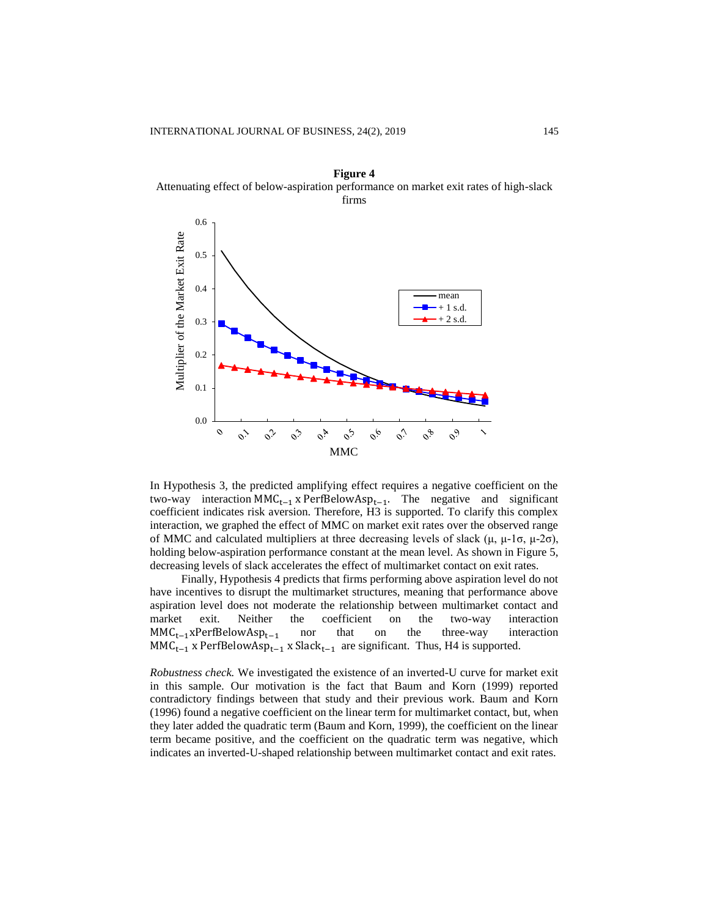**Figure 4**

Attenuating effect of below-aspiration performance on market exit rates of high-slack firms

In Hypothesis 3, the predicted amplifying effect requires a negative coefficient on the two-way interaction $MMC_{t-1}$ x $PerfBelowAsp_{t-1}$. The negative and significant coefficient indicates risk aversion. Therefore, H3 is supported. To clarify this complex interaction, we graphed the effect of MMC on market exit rates over the observed range of MMC and calculated multipliers at three decreasing levels of slack ($\mu$, $\mu$-1$\sigma$, $\mu$-2$\sigma$), holding below-aspiration performance constant at the mean level. As shown in Figure 5, decreasing levels of slack accelerates the effect of multimarket contact on exit rates.

Finally, Hypothesis 4 predicts that firms performing above aspiration level do not have incentives to disrupt the multimarket structures, meaning that performance above aspiration level does not moderate the relationship between multimarket contact and market exit. Neither the coefficient on the two-way interaction $MMC_{t-1}$x$PerfBelowAsp_{t-1}$ nor that on the three-way interaction $MMC_{t-1}$ x $PerfBelowAsp_{t-1}$ x $Slack_{t-1}$ are significant. Thus, H4 is supported.

*Robustness check.* We investigated the existence of an inverted-U curve for market exit in this sample. Our motivation is the fact that Baum and Korn (1999) reported contradictory findings between that study and their previous work. Baum and Korn (1996) found a negative coefficient on the linear term for multimarket contact, but, when they later added the quadratic term (Baum and Korn, 1999), the coefficient on the linear term became positive, and the coefficient on the quadratic term was negative, which indicates an inverted-U-shaped relationship between multimarket contact and exit rates.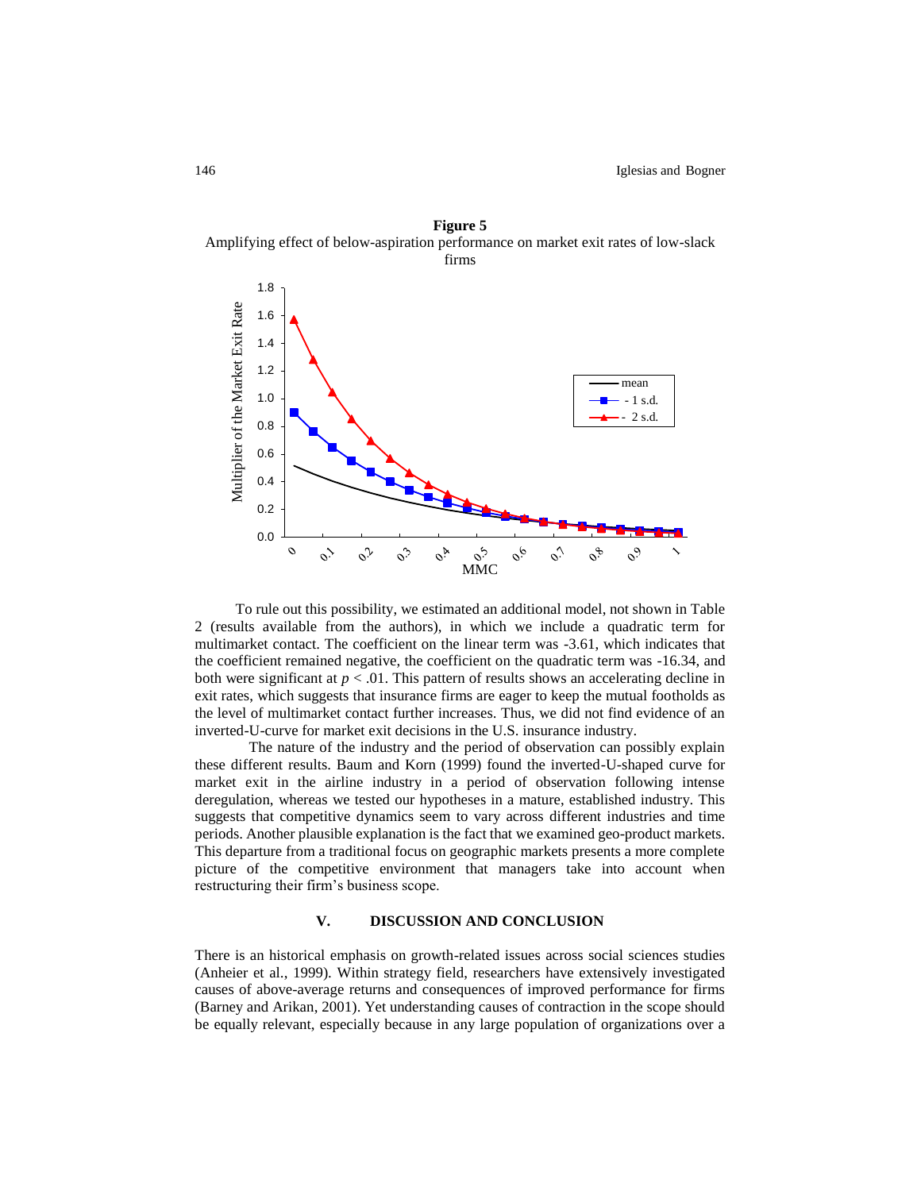**Figure 5**
Amplifying effect of below-aspiration performance on market exit rates of low-slack firms

To rule out this possibility, we estimated an additional model, not shown in Table 2 (results available from the authors), in which we include a quadratic term for multimarket contact. The coefficient on the linear term was -3.61, which indicates that the coefficient remained negative, the coefficient on the quadratic term was -16.34, and both were significant at $p < .01$. This pattern of results shows an accelerating decline in exit rates, which suggests that insurance firms are eager to keep the mutual footholds as the level of multimarket contact further increases. Thus, we did not find evidence of an inverted-U-curve for market exit decisions in the U.S. insurance industry.

The nature of the industry and the period of observation can possibly explain these different results. Baum and Korn (1999) found the inverted-U-shaped curve for market exit in the airline industry in a period of observation following intense deregulation, whereas we tested our hypotheses in a mature, established industry. This suggests that competitive dynamics seem to vary across different industries and time periods. Another plausible explanation is the fact that we examined geo-product markets. This departure from a traditional focus on geographic markets presents a more complete picture of the competitive environment that managers take into account when restructuring their firm's business scope.

## V. DISCUSSION AND CONCLUSION

There is an historical emphasis on growth-related issues across social sciences studies (Anheier et al., 1999). Within strategy field, researchers have extensively investigated causes of above-average returns and consequences of improved performance for firms (Barney and Arikan, 2001). Yet understanding causes of contraction in the scope should be equally relevant, especially because in any large population of organizations over a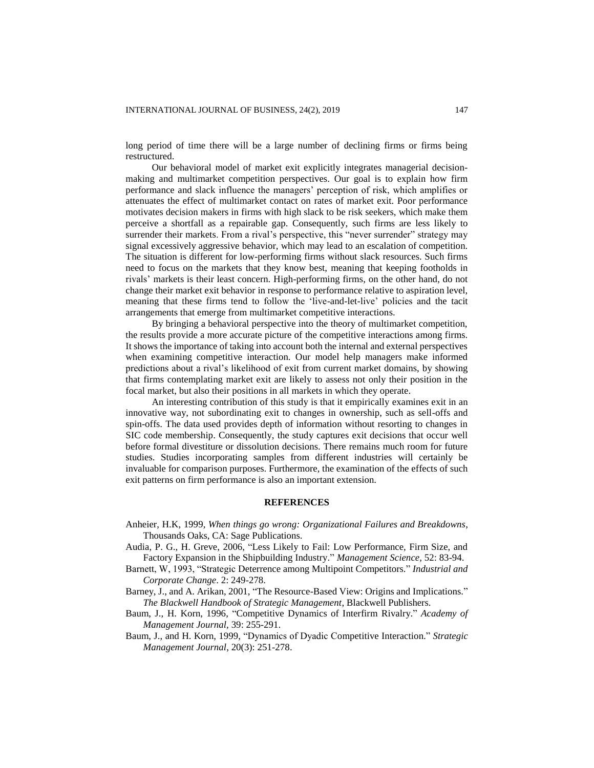long period of time there will be a large number of declining firms or firms being restructured.

Our behavioral model of market exit explicitly integrates managerial decision-making and multimarket competition perspectives. Our goal is to explain how firm performance and slack influence the managers' perception of risk, which amplifies or attenuates the effect of multimarket contact on rates of market exit. Poor performance motivates decision makers in firms with high slack to be risk seekers, which make them perceive a shortfall as a repairable gap. Consequently, such firms are less likely to surrender their markets. From a rival's perspective, this "never surrender" strategy may signal excessively aggressive behavior, which may lead to an escalation of competition. The situation is different for low-performing firms without slack resources. Such firms need to focus on the markets that they know best, meaning that keeping footholds in rivals' markets is their least concern. High-performing firms, on the other hand, do not change their market exit behavior in response to performance relative to aspiration level, meaning that these firms tend to follow the 'live-and-let-live' policies and the tacit arrangements that emerge from multimarket competitive interactions.

By bringing a behavioral perspective into the theory of multimarket competition, the results provide a more accurate picture of the competitive interactions among firms. It shows the importance of taking into account both the internal and external perspectives when examining competitive interaction. Our model help managers make informed predictions about a rival's likelihood of exit from current market domains, by showing that firms contemplating market exit are likely to assess not only their position in the focal market, but also their positions in all markets in which they operate.

An interesting contribution of this study is that it empirically examines exit in an innovative way, not subordinating exit to changes in ownership, such as sell-offs and spin-offs. The data used provides depth of information without resorting to changes in SIC code membership. Consequently, the study captures exit decisions that occur well before formal divestiture or dissolution decisions. There remains much room for future studies. Studies incorporating samples from different industries will certainly be invaluable for comparison purposes. Furthermore, the examination of the effects of such exit patterns on firm performance is also an important extension.

## REFERENCES

Anheier, H.K, 1999, *When things go wrong: Organizational Failures and Breakdowns*, Thousands Oaks, CA: Sage Publications.

Audia, P. G., H. Greve, 2006, "Less Likely to Fail: Low Performance, Firm Size, and Factory Expansion in the Shipbuilding Industry." *Management Science,* 52: 83-94.

Barnett, W, 1993, "Strategic Deterrence among Multipoint Competitors." *Industrial and Corporate Change*. 2: 249-278.

Barney, J., and A. Arikan, 2001, "The Resource-Based View: Origins and Implications." *The Blackwell Handbook of Strategic Management*, Blackwell Publishers.

Baum, J., H. Korn, 1996, "Competitive Dynamics of Interfirm Rivalry." *Academy of Management Journal,* 39: 255-291.

Baum, J., and H. Korn, 1999, "Dynamics of Dyadic Competitive Interaction." *Strategic Management Journal*, 20(3): 251-278.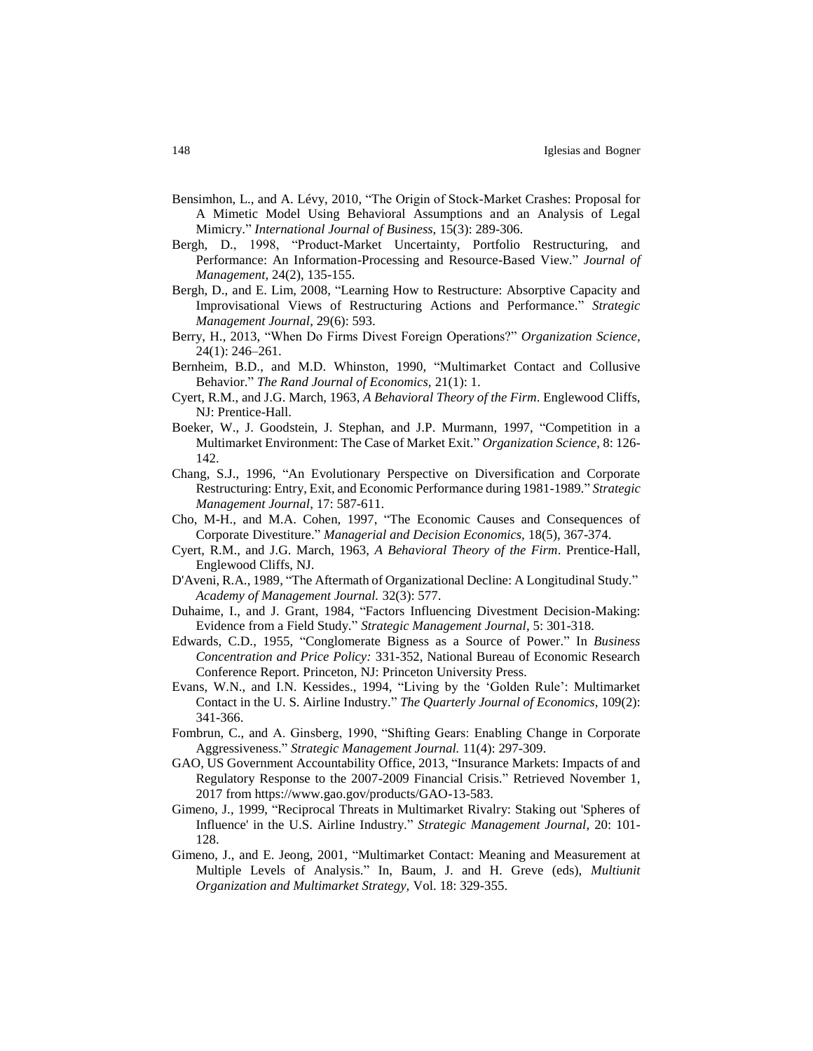Bensimhon, L., and A. Lévy, 2010, "The Origin of Stock-Market Crashes: Proposal for A Mimetic Model Using Behavioral Assumptions and an Analysis of Legal Mimicry." *International Journal of Business*, 15(3): 289-306.

Bergh, D., 1998, "Product-Market Uncertainty, Portfolio Restructuring, and Performance: An Information-Processing and Resource-Based View." *Journal of Management*, 24(2), 135-155.

Bergh, D., and E. Lim, 2008, "Learning How to Restructure: Absorptive Capacity and Improvisational Views of Restructuring Actions and Performance." *Strategic Management Journal*, 29(6): 593.

Berry, H., 2013, "When Do Firms Divest Foreign Operations?" *Organization Science*, 24(1): 246–261.

Bernheim, B.D., and M.D. Whinston, 1990, "Multimarket Contact and Collusive Behavior." *The Rand Journal of Economics*, 21(1): 1.

Cyert, R.M., and J.G. March, 1963, *A Behavioral Theory of the Firm*. Englewood Cliffs, NJ: Prentice-Hall.

Boeker, W., J. Goodstein, J. Stephan, and J.P. Murmann, 1997, "Competition in a Multimarket Environment: The Case of Market Exit." *Organization Science*, 8: 126-142.

Chang, S.J., 1996, "An Evolutionary Perspective on Diversification and Corporate Restructuring: Entry, Exit, and Economic Performance during 1981-1989." *Strategic Management Journal*, 17: 587-611.

Cho, M-H., and M.A. Cohen, 1997, "The Economic Causes and Consequences of Corporate Divestiture." *Managerial and Decision Economics*, 18(5), 367-374.

Cyert, R.M., and J.G. March, 1963, *A Behavioral Theory of the Firm*. Prentice-Hall, Englewood Cliffs, NJ.

D'Aveni, R.A., 1989, "The Aftermath of Organizational Decline: A Longitudinal Study." *Academy of Management Journal.* 32(3): 577.

Duhaime, I., and J. Grant, 1984, "Factors Influencing Divestment Decision-Making: Evidence from a Field Study." *Strategic Management Journal*, 5: 301-318.

Edwards, C.D., 1955, "Conglomerate Bigness as a Source of Power." In *Business Concentration and Price Policy:* 331-352, National Bureau of Economic Research Conference Report. Princeton, NJ: Princeton University Press.

Evans, W.N., and I.N. Kessides., 1994, "Living by the 'Golden Rule': Multimarket Contact in the U. S. Airline Industry." *The Quarterly Journal of Economics*, 109(2): 341-366.

Fombrun, C., and A. Ginsberg, 1990, "Shifting Gears: Enabling Change in Corporate Aggressiveness." *Strategic Management Journal.* 11(4): 297-309.

GAO, US Government Accountability Office, 2013, "Insurance Markets: Impacts of and Regulatory Response to the 2007-2009 Financial Crisis." Retrieved November 1, 2017 from https://www.gao.gov/products/GAO-13-583.

Gimeno, J., 1999, "Reciprocal Threats in Multimarket Rivalry: Staking out 'Spheres of Influence' in the U.S. Airline Industry." *Strategic Management Journal*, 20: 101-128.

Gimeno, J., and E. Jeong, 2001, "Multimarket Contact: Meaning and Measurement at Multiple Levels of Analysis." In, Baum, J. and H. Greve (eds), *Multiunit Organization and Multimarket Strategy*, Vol. 18: 329-355.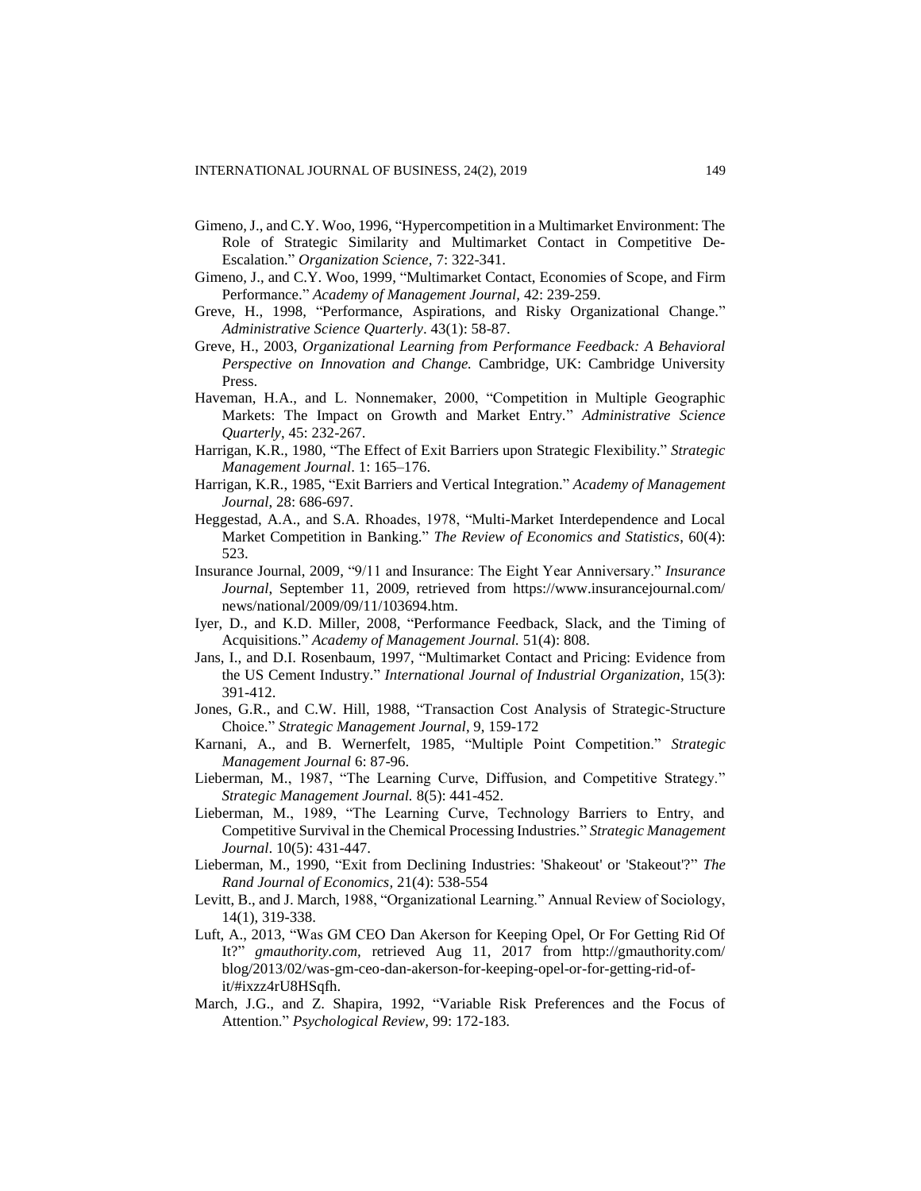Gimeno, J., and C.Y. Woo, 1996, "Hypercompetition in a Multimarket Environment: The Role of Strategic Similarity and Multimarket Contact in Competitive De-Escalation." *Organization Science,* 7: 322-341.

Gimeno, J., and C.Y. Woo, 1999, "Multimarket Contact, Economies of Scope, and Firm Performance." *Academy of Management Journal,* 42: 239-259.

Greve, H., 1998, "Performance, Aspirations, and Risky Organizational Change." *Administrative Science Quarterly*. 43(1): 58-87.

Greve, H., 2003, *Organizational Learning from Performance Feedback: A Behavioral Perspective on Innovation and Change.* Cambridge, UK: Cambridge University Press.

Haveman, H.A., and L. Nonnemaker, 2000, "Competition in Multiple Geographic Markets: The Impact on Growth and Market Entry." *Administrative Science Quarterly*, 45: 232-267.

Harrigan, K.R., 1980, "The Effect of Exit Barriers upon Strategic Flexibility." *Strategic Management Journal*. 1: 165–176.

Harrigan, K.R., 1985, "Exit Barriers and Vertical Integration." *Academy of Management Journal,* 28: 686-697.

Heggestad, A.A., and S.A. Rhoades, 1978, "Multi-Market Interdependence and Local Market Competition in Banking." *The Review of Economics and Statistics*, 60(4): 523.

Insurance Journal, 2009, "9/11 and Insurance: The Eight Year Anniversary." *Insurance Journal,* September 11, 2009, retrieved from https://www.insurancejournal.com/news/national/2009/09/11/103694.htm.

Iyer, D., and K.D. Miller, 2008, "Performance Feedback, Slack, and the Timing of Acquisitions." *Academy of Management Journal.* 51(4): 808.

Jans, I., and D.I. Rosenbaum, 1997, "Multimarket Contact and Pricing: Evidence from the US Cement Industry." *International Journal of Industrial Organization*, 15(3): 391-412.

Jones, G.R., and C.W. Hill, 1988, "Transaction Cost Analysis of Strategic-Structure Choice." *Strategic Management Journal*, 9, 159-172

Karnani, A., and B. Wernerfelt, 1985, "Multiple Point Competition." *Strategic Management Journal* 6: 87-96.

Lieberman, M., 1987, "The Learning Curve, Diffusion, and Competitive Strategy." *Strategic Management Journal.* 8(5): 441-452.

Lieberman, M., 1989, "The Learning Curve, Technology Barriers to Entry, and Competitive Survival in the Chemical Processing Industries." *Strategic Management Journal*. 10(5): 431-447.

Lieberman, M., 1990, "Exit from Declining Industries: 'Shakeout' or 'Stakeout'?" *The Rand Journal of Economics,* 21(4): 538-554

Levitt, B., and J. March, 1988, "Organizational Learning." Annual Review of Sociology, 14(1), 319-338.

Luft, A., 2013, "Was GM CEO Dan Akerson for Keeping Opel, Or For Getting Rid Of It?" *gmauthority.com,* retrieved Aug 11, 2017 from http://gmauthority.com/blog/2013/02/was-gm-ceo-dan-akerson-for-keeping-opel-or-for-getting-rid-of-it/#ixzz4rU8HSqfh.

March, J.G., and Z. Shapira, 1992, "Variable Risk Preferences and the Focus of Attention." *Psychological Review,* 99: 172-183.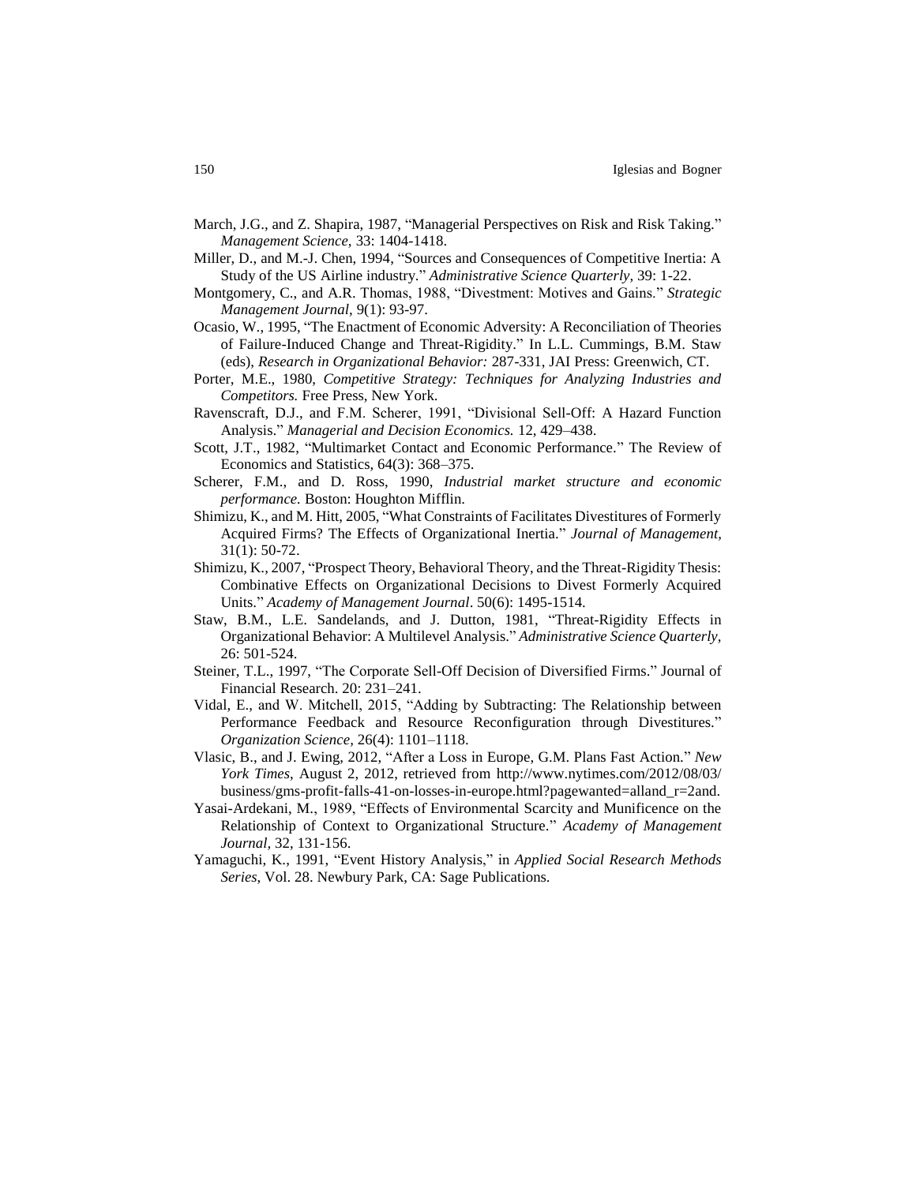March, J.G., and Z. Shapira, 1987, "Managerial Perspectives on Risk and Risk Taking." *Management Science,* 33: 1404-1418.

Miller, D., and M.-J. Chen, 1994, "Sources and Consequences of Competitive Inertia: A Study of the US Airline industry." *Administrative Science Quarterly,* 39: 1-22.

Montgomery, C., and A.R. Thomas, 1988, "Divestment: Motives and Gains." *Strategic Management Journal,* 9(1): 93-97.

Ocasio, W., 1995, "The Enactment of Economic Adversity: A Reconciliation of Theories of Failure-Induced Change and Threat-Rigidity." In L.L. Cummings, B.M. Staw (eds), *Research in Organizational Behavior:* 287-331, JAI Press: Greenwich, CT.

Porter, M.E., 1980, *Competitive Strategy: Techniques for Analyzing Industries and Competitors.* Free Press, New York.

Ravenscraft, D.J., and F.M. Scherer, 1991, "Divisional Sell-Off: A Hazard Function Analysis." *Managerial and Decision Economics.* 12, 429–438.

Scott, J.T., 1982, "Multimarket Contact and Economic Performance." The Review of Economics and Statistics, 64(3): 368–375.

Scherer, F.M., and D. Ross, 1990, *Industrial market structure and economic performance.* Boston: Houghton Mifflin.

Shimizu, K., and M. Hitt, 2005, "What Constraints of Facilitates Divestitures of Formerly Acquired Firms? The Effects of Organizational Inertia." *Journal of Management,* 31(1): 50-72.

Shimizu, K., 2007, "Prospect Theory, Behavioral Theory, and the Threat-Rigidity Thesis: Combinative Effects on Organizational Decisions to Divest Formerly Acquired Units." *Academy of Management Journal*. 50(6): 1495-1514.

Staw, B.M., L.E. Sandelands, and J. Dutton, 1981, "Threat-Rigidity Effects in Organizational Behavior: A Multilevel Analysis." *Administrative Science Quarterly,* 26: 501-524.

Steiner, T.L., 1997, "The Corporate Sell-Off Decision of Diversified Firms." Journal of Financial Research. 20: 231–241.

Vidal, E., and W. Mitchell, 2015, "Adding by Subtracting: The Relationship between Performance Feedback and Resource Reconfiguration through Divestitures." *Organization Science,* 26(4): 1101–1118.

Vlasic, B., and J. Ewing, 2012, "After a Loss in Europe, G.M. Plans Fast Action." *New York Times*, August 2, 2012, retrieved from http://www.nytimes.com/2012/08/03/business/gms-profit-falls-41-on-losses-in-europe.html?pagewanted=alland_r=2and.

Yasai-Ardekani, M., 1989, "Effects of Environmental Scarcity and Munificence on the Relationship of Context to Organizational Structure." *Academy of Management Journal,* 32, 131-156.

Yamaguchi, K., 1991, "Event History Analysis," in *Applied Social Research Methods Series*, Vol. 28. Newbury Park, CA: Sage Publications.